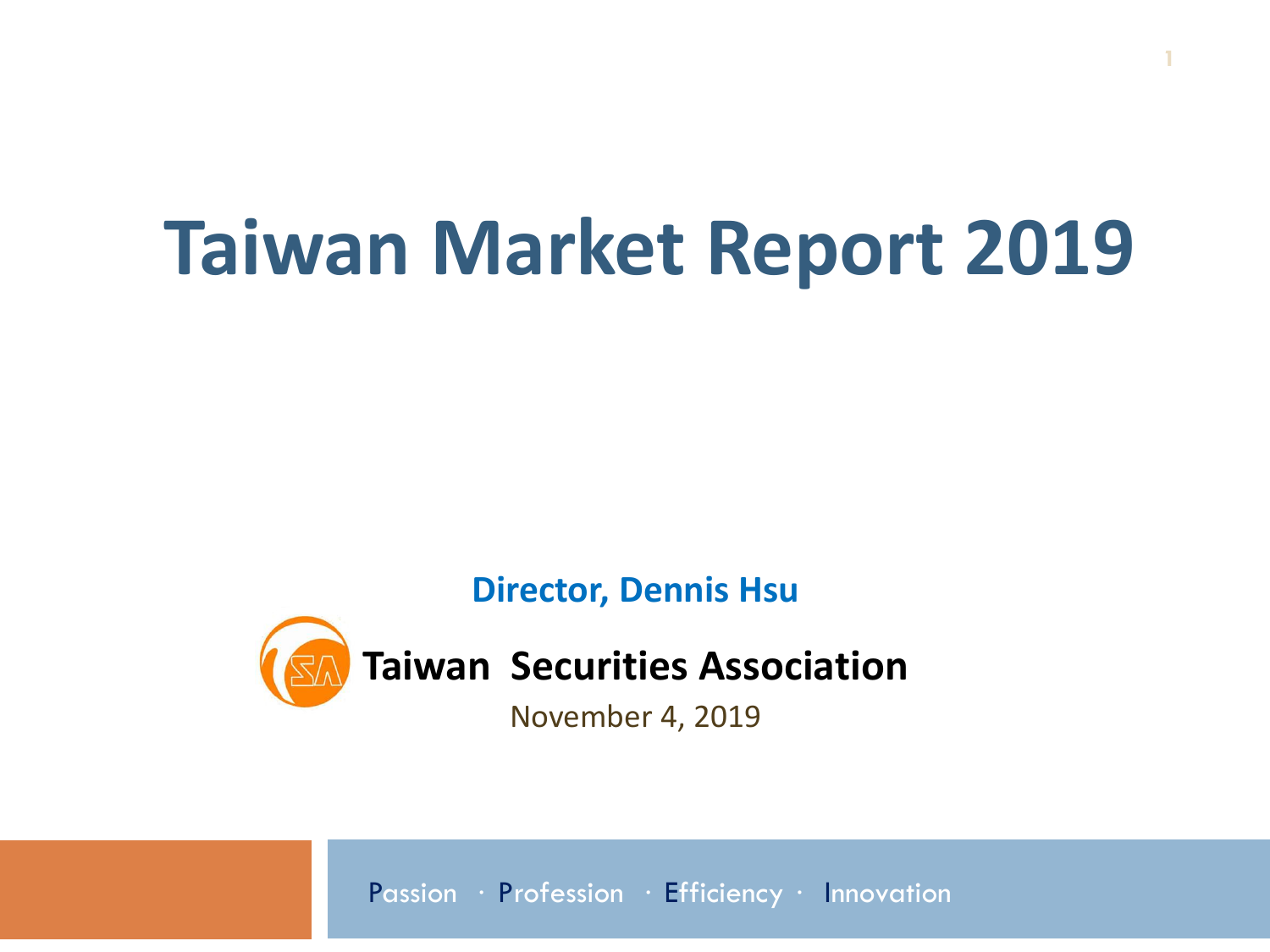# Taiwan Market Report 2019

**Director, Dennis Hsu**

**Taiwan Securities Association**

November 4, 2019

Passion · Profession · Efficiency · Innovation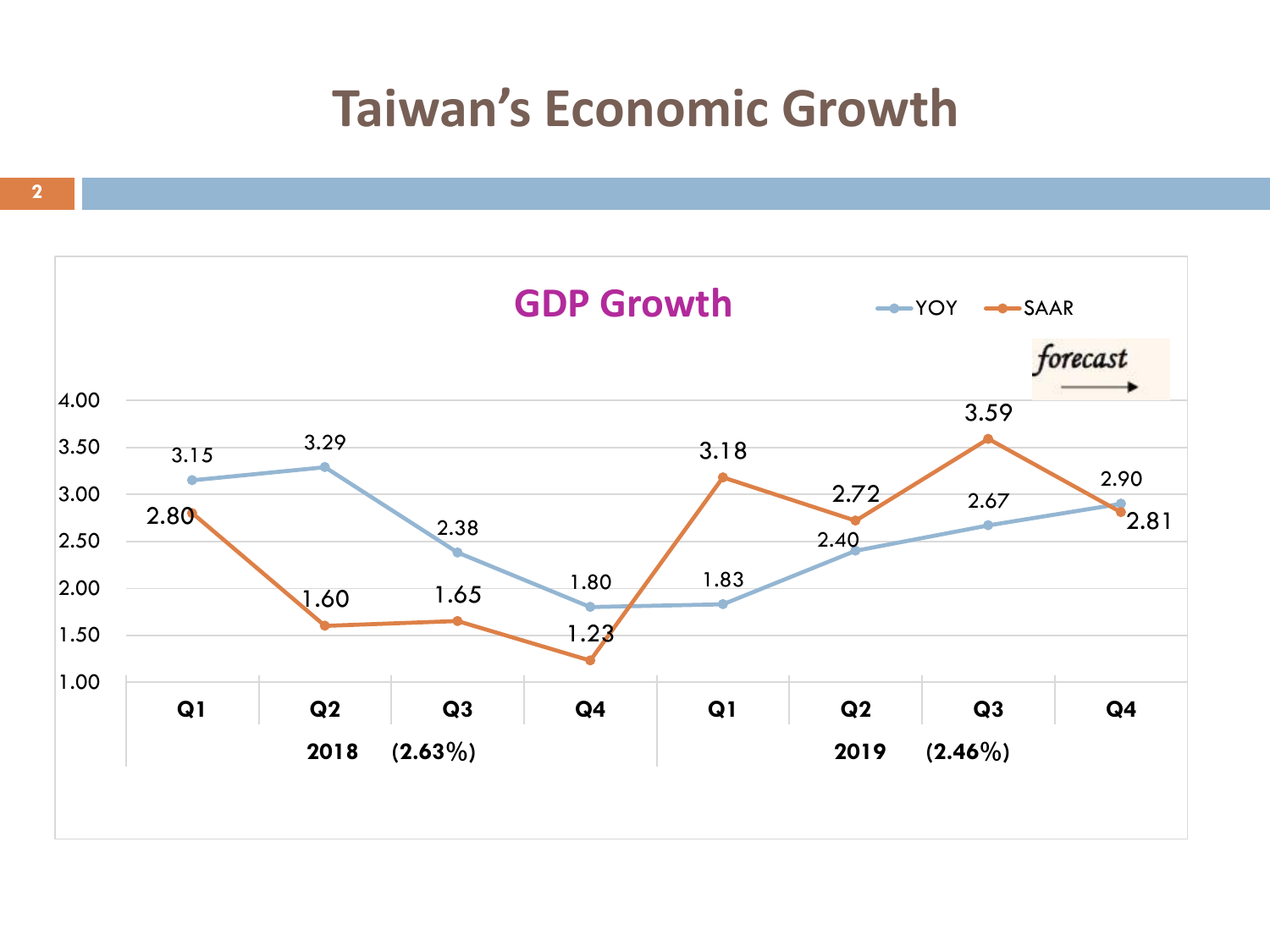# Taiwan's Economic Growth

## GDP Growth

| Year | Quarter | YOY | SAAR |
|---|---|---|---|
| 2018 (2.63%) | Q1 | 3.15 | 2.80 |
| | Q2 | 3.29 | 1.60 |
| | Q3 | 2.38 | 1.65 |
| | Q4 | 1.80 | 1.23 |
| 2019 (2.46%) | Q1 | 1.83 | 3.18 |
| | Q2 | 2.40 | 2.72 |
| | Q3 | 2.67 | 3.59 |
| | Q4 | 2.90 | 2.81 |

*forecast* →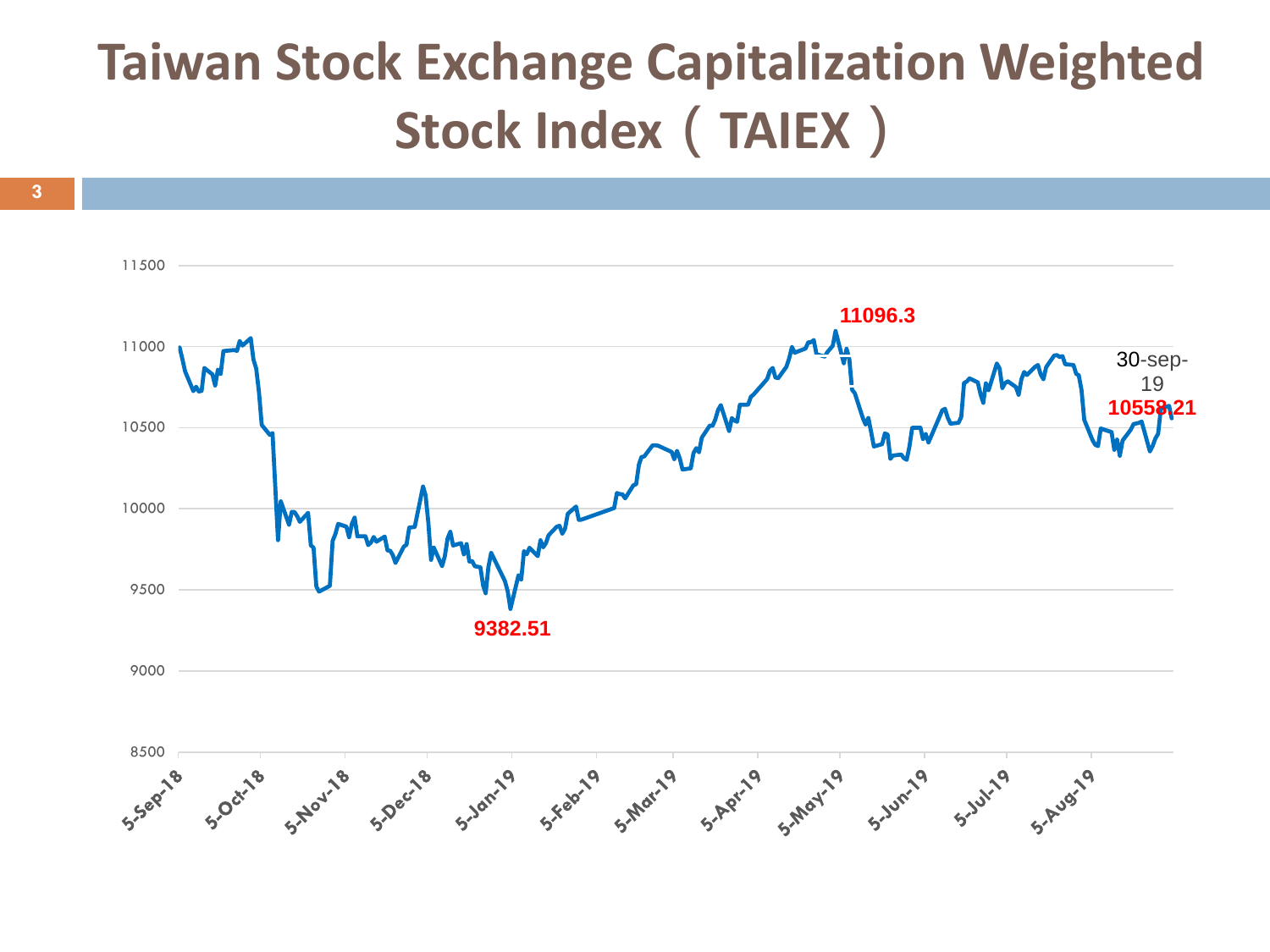# Taiwan Stock Exchange Capitalization Weighted Stock Index（TAIEX）

11096.3

30-sep-19

10558.21

9382.51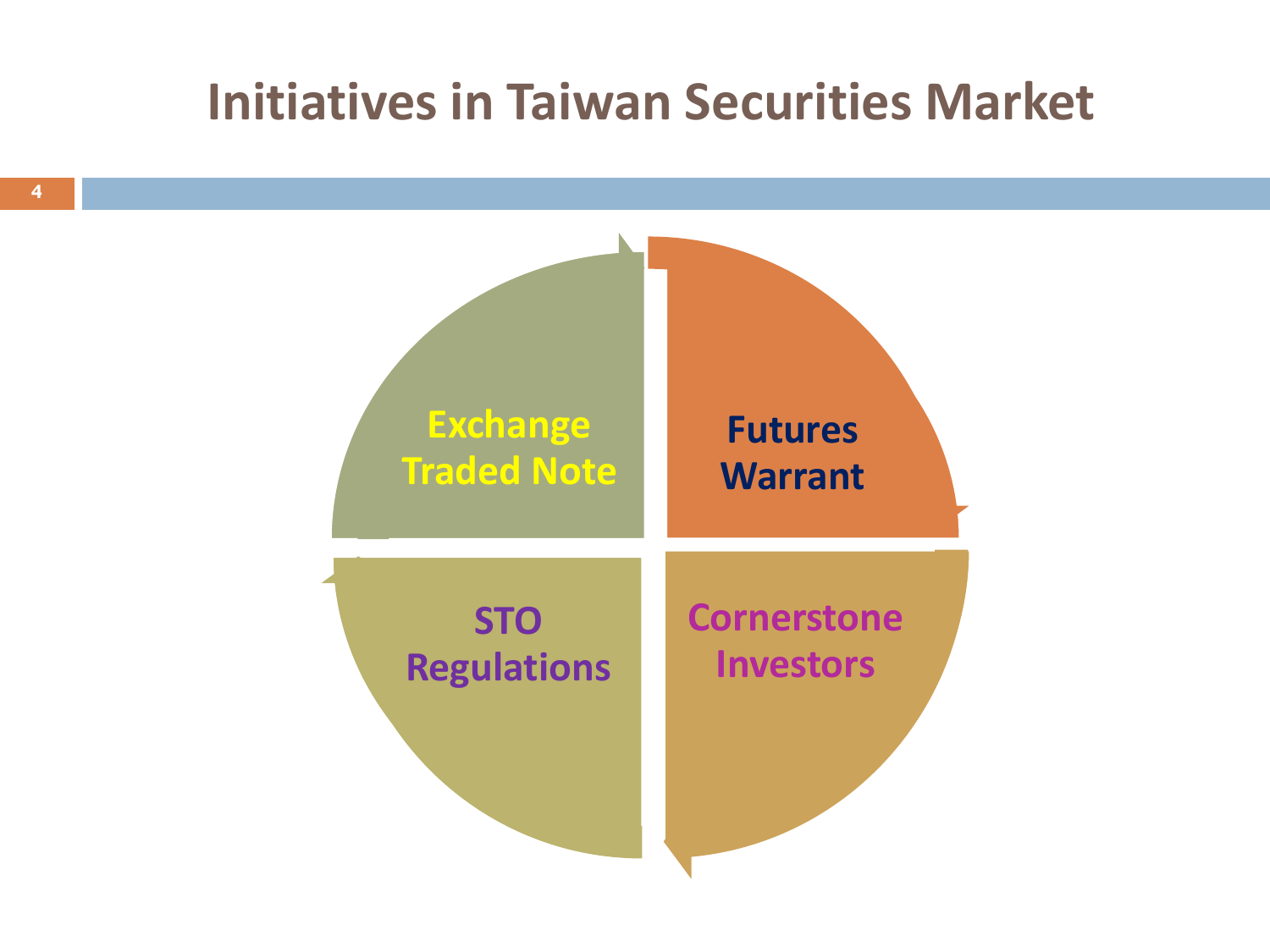# Initiatives in Taiwan Securities Market

- Exchange Traded Note
- Futures Warrant
- STO Regulations
- Cornerstone Investors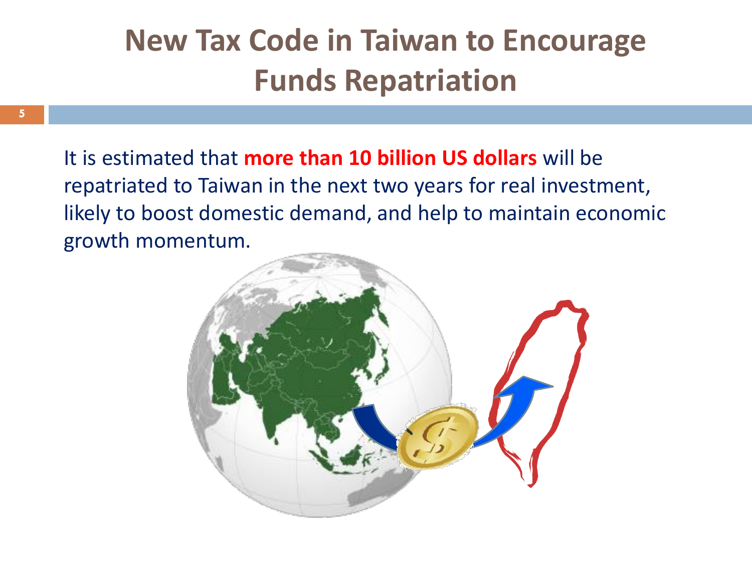# New Tax Code in Taiwan to Encourage Funds Repatriation

It is estimated that **more than 10 billion US dollars** will be repatriated to Taiwan in the next two years for real investment, likely to boost domestic demand, and help to maintain economic growth momentum.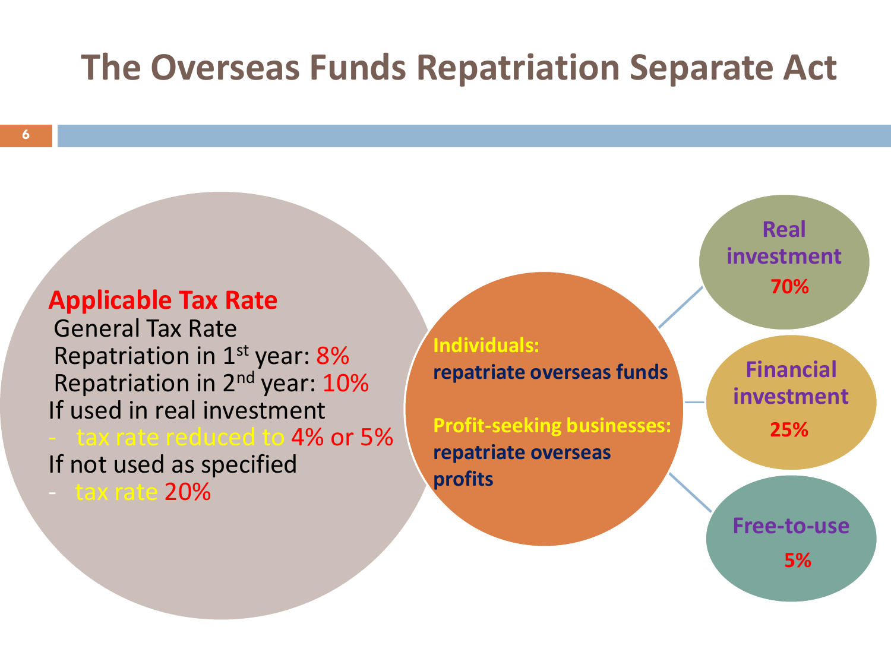# The Overseas Funds Repatriation Separate Act

**Applicable Tax Rate**

General Tax Rate

Repatriation in 1st year: 8%

Repatriation in 2nd year: 10%

If used in real investment

- tax rate reduced to 4% or 5%

If not used as specified

- tax rate 20%

**Individuals:**
**repatriate overseas funds**

**Profit-seeking businesses:**
**repatriate overseas profits**

- **Real investment 70%**
- **Financial investment 25%**
- **Free-to-use 5%**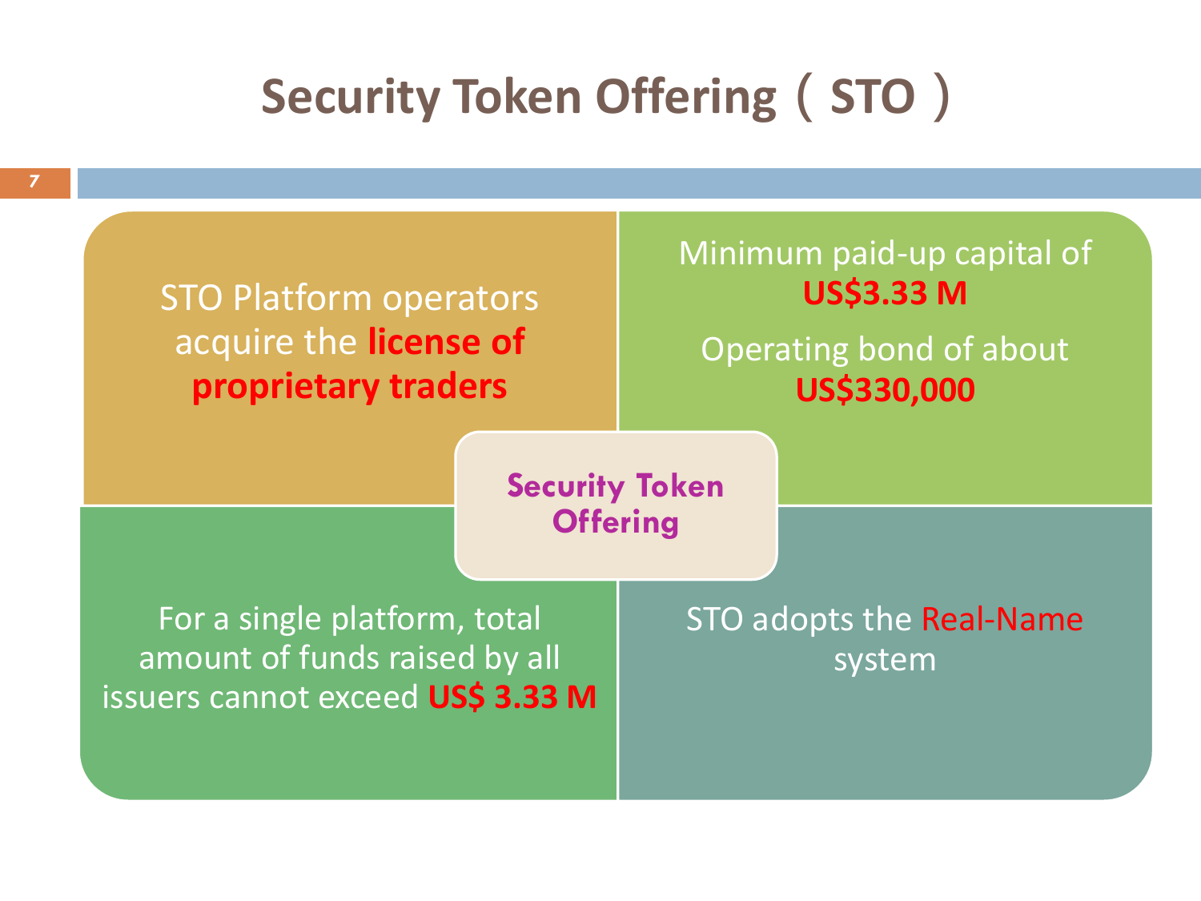# Security Token Offering（STO）

**Security Token Offering**

STO Platform operators acquire the **license of proprietary traders**

Minimum paid-up capital of **US$3.33 M**

Operating bond of about **US$330,000**

For a single platform, total amount of funds raised by all issuers cannot exceed **US$ 3.33 M**

STO adopts the Real-Name system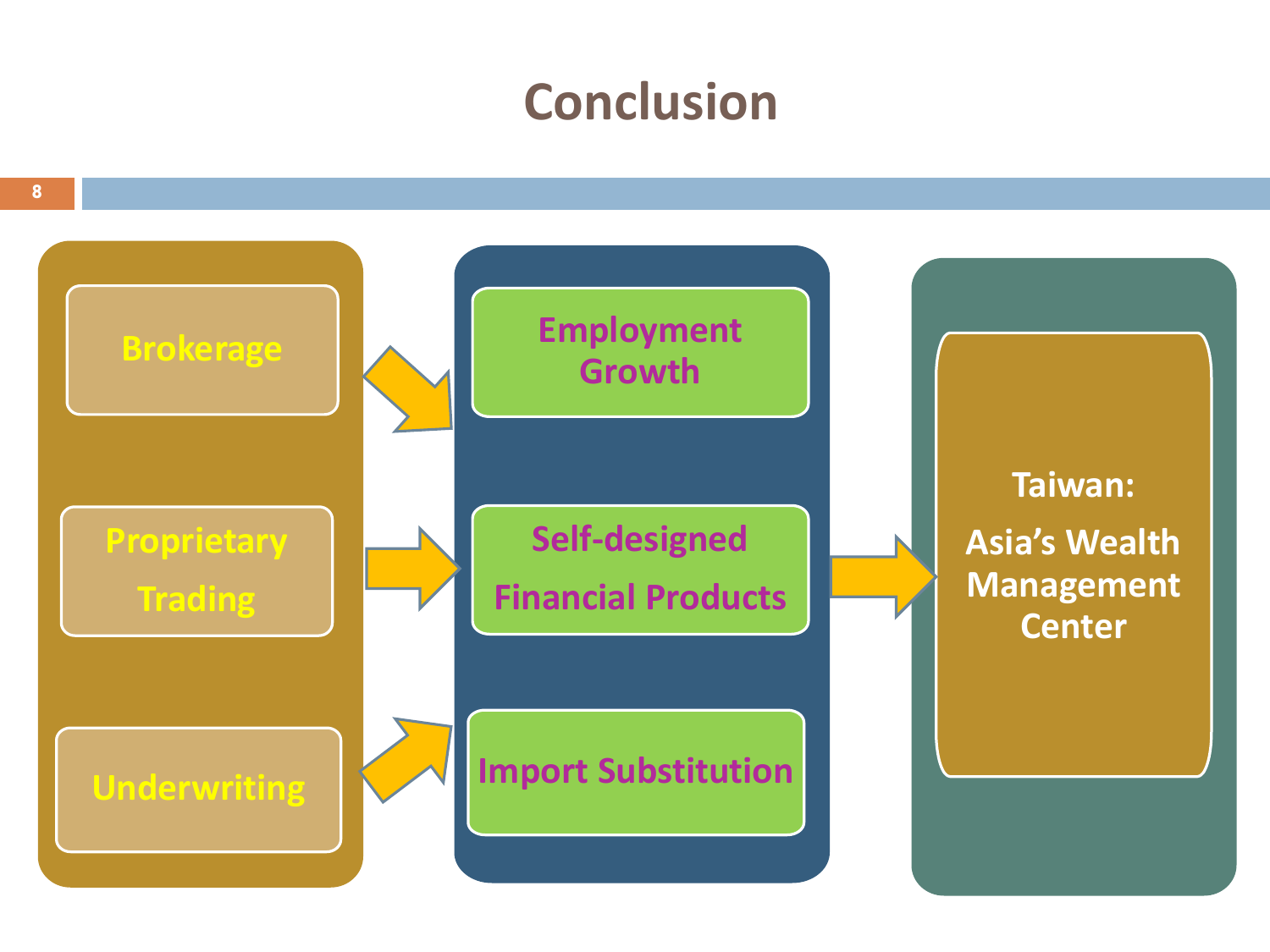# Conclusion

- Brokerage
- Proprietary Trading
- Underwriting

- Employment Growth
- Self-designed Financial Products
- Import Substitution

**Taiwan:**

**Asia's Wealth Management Center**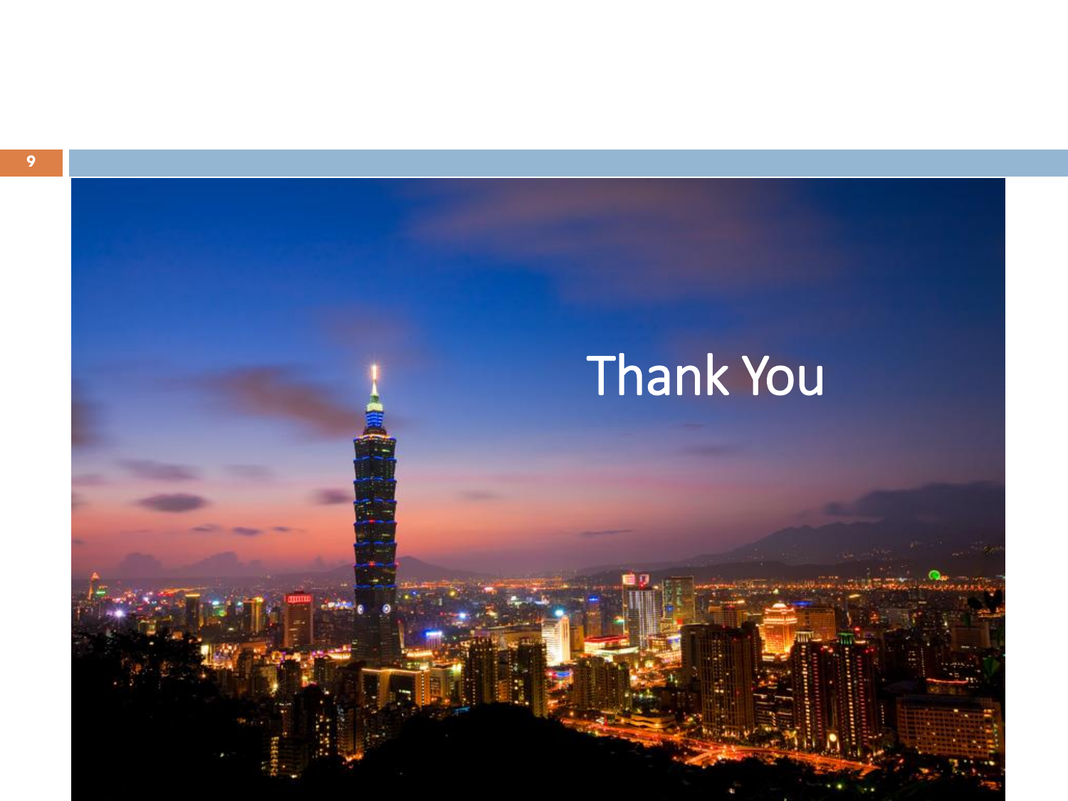Thank You